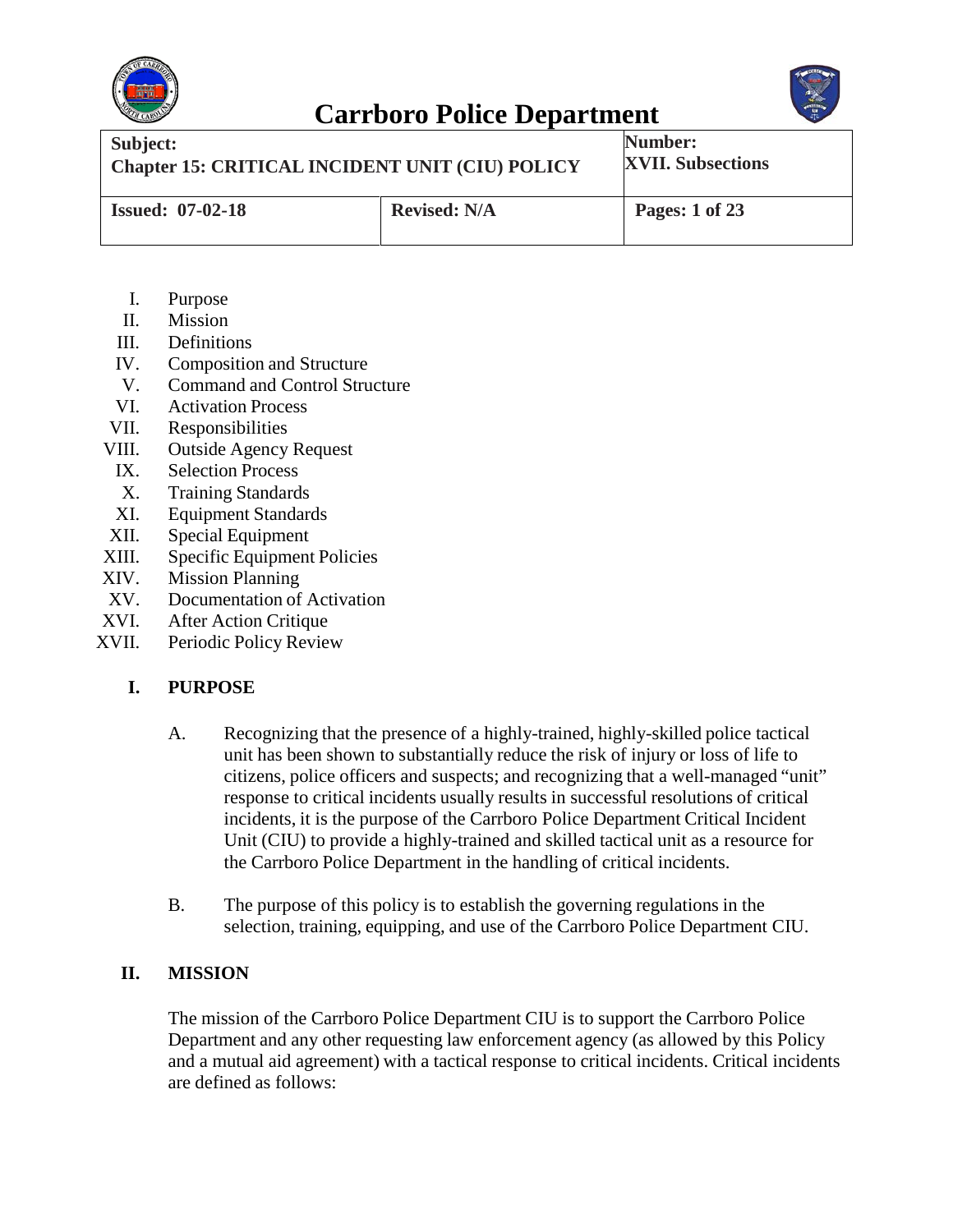# Carrboro Police Department

| Subject: Chapter 15: CRITICAL INCIDENT UNIT (CIU) POLICY | | Number: XVII. Subsections |
| --- | --- | --- |
| **Issued: 07-02-18** | **Revised: N/A** | **Pages: 1 of 23** |

I. Purpose
II. Mission
III. Definitions
IV. Composition and Structure
V. Command and Control Structure
VI. Activation Process
VII. Responsibilities
VIII. Outside Agency Request
IX. Selection Process
X. Training Standards
XI. Equipment Standards
XII. Special Equipment
XIII. Specific Equipment Policies
XIV. Mission Planning
XV. Documentation of Activation
XVI. After Action Critique
XVII. Periodic Policy Review

## I. PURPOSE

A. Recognizing that the presence of a highly-trained, highly-skilled police tactical unit has been shown to substantially reduce the risk of injury or loss of life to citizens, police officers and suspects; and recognizing that a well-managed "unit" response to critical incidents usually results in successful resolutions of critical incidents, it is the purpose of the Carrboro Police Department Critical Incident Unit (CIU) to provide a highly-trained and skilled tactical unit as a resource for the Carrboro Police Department in the handling of critical incidents.

B. The purpose of this policy is to establish the governing regulations in the selection, training, equipping, and use of the Carrboro Police Department CIU.

## II. MISSION

The mission of the Carrboro Police Department CIU is to support the Carrboro Police Department and any other requesting law enforcement agency (as allowed by this Policy and a mutual aid agreement) with a tactical response to critical incidents. Critical incidents are defined as follows: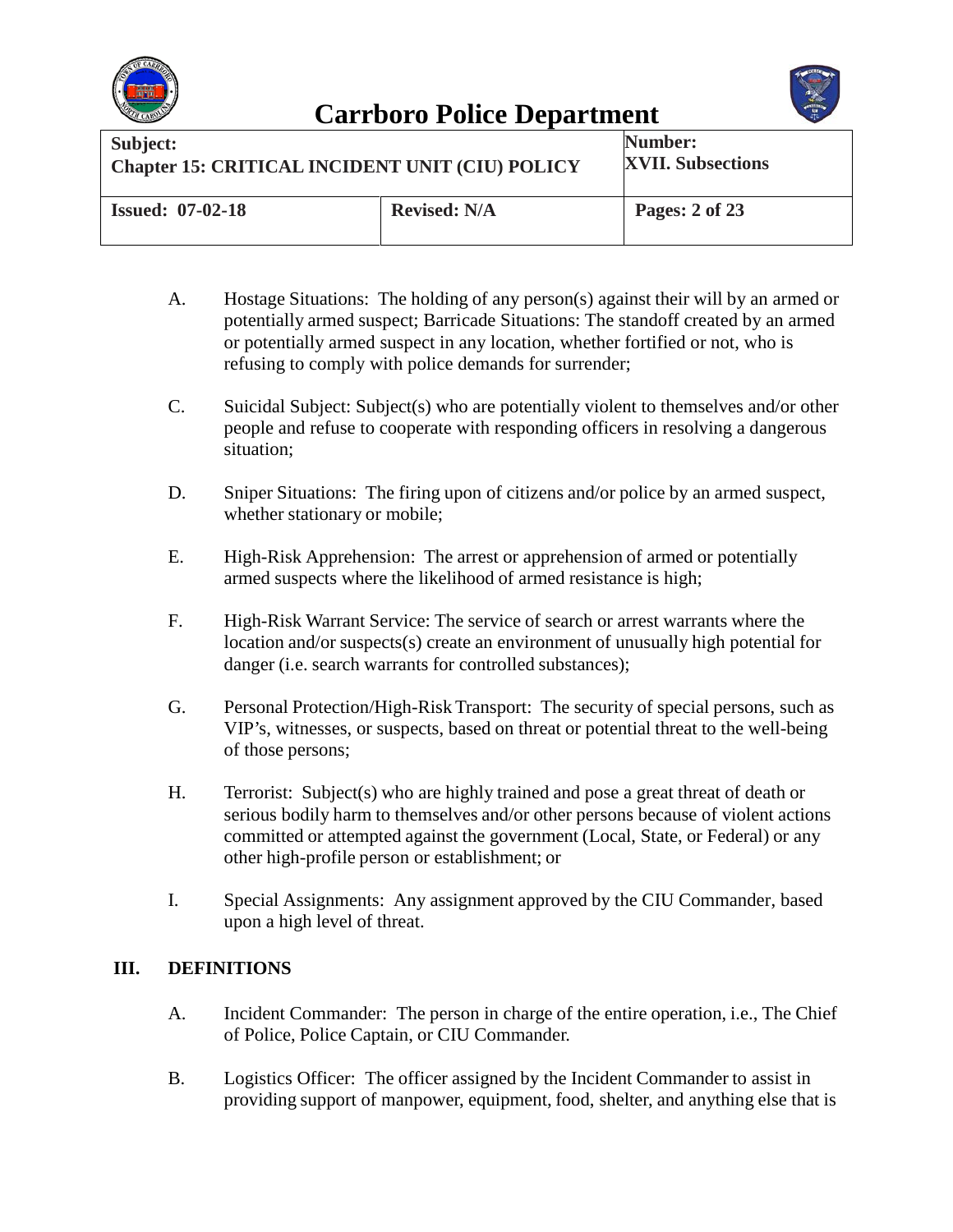A. Hostage Situations: The holding of any person(s) against their will by an armed or potentially armed suspect; Barricade Situations: The standoff created by an armed or potentially armed suspect in any location, whether fortified or not, who is refusing to comply with police demands for surrender;

C. Suicidal Subject: Subject(s) who are potentially violent to themselves and/or other people and refuse to cooperate with responding officers in resolving a dangerous situation;

D. Sniper Situations: The firing upon of citizens and/or police by an armed suspect, whether stationary or mobile;

E. High-Risk Apprehension: The arrest or apprehension of armed or potentially armed suspects where the likelihood of armed resistance is high;

F. High-Risk Warrant Service: The service of search or arrest warrants where the location and/or suspects(s) create an environment of unusually high potential for danger (i.e. search warrants for controlled substances);

G. Personal Protection/High-Risk Transport: The security of special persons, such as VIP's, witnesses, or suspects, based on threat or potential threat to the well-being of those persons;

H. Terrorist: Subject(s) who are highly trained and pose a great threat of death or serious bodily harm to themselves and/or other persons because of violent actions committed or attempted against the government (Local, State, or Federal) or any other high-profile person or establishment; or

I. Special Assignments: Any assignment approved by the CIU Commander, based upon a high level of threat.

## III. DEFINITIONS

A. Incident Commander: The person in charge of the entire operation, i.e., The Chief of Police, Police Captain, or CIU Commander.

B. Logistics Officer: The officer assigned by the Incident Commander to assist in providing support of manpower, equipment, food, shelter, and anything else that is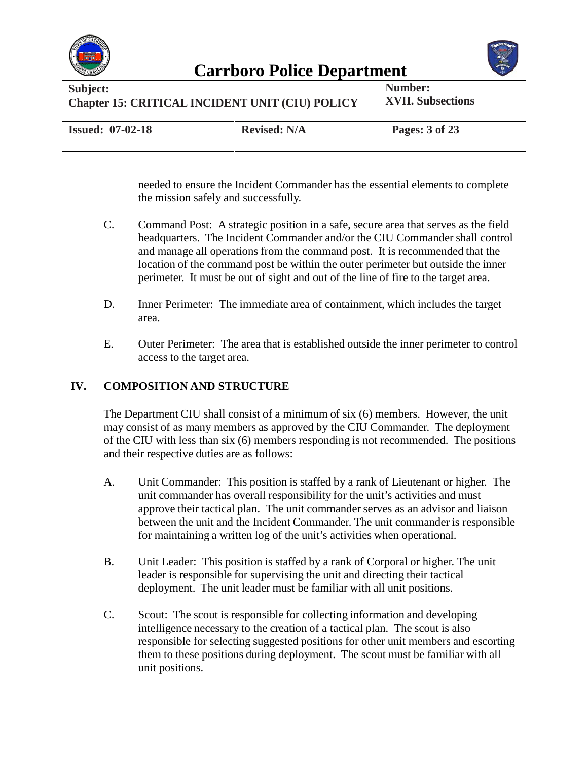needed to ensure the Incident Commander has the essential elements to complete the mission safely and successfully.

C. Command Post: A strategic position in a safe, secure area that serves as the field headquarters. The Incident Commander and/or the CIU Commander shall control and manage all operations from the command post. It is recommended that the location of the command post be within the outer perimeter but outside the inner perimeter. It must be out of sight and out of the line of fire to the target area.

D. Inner Perimeter: The immediate area of containment, which includes the target area.

E. Outer Perimeter: The area that is established outside the inner perimeter to control access to the target area.

## IV. COMPOSITION AND STRUCTURE

The Department CIU shall consist of a minimum of six (6) members. However, the unit may consist of as many members as approved by the CIU Commander. The deployment of the CIU with less than six (6) members responding is not recommended. The positions and their respective duties are as follows:

A. Unit Commander: This position is staffed by a rank of Lieutenant or higher. The unit commander has overall responsibility for the unit's activities and must approve their tactical plan. The unit commander serves as an advisor and liaison between the unit and the Incident Commander. The unit commander is responsible for maintaining a written log of the unit's activities when operational.

B. Unit Leader: This position is staffed by a rank of Corporal or higher. The unit leader is responsible for supervising the unit and directing their tactical deployment. The unit leader must be familiar with all unit positions.

C. Scout: The scout is responsible for collecting information and developing intelligence necessary to the creation of a tactical plan. The scout is also responsible for selecting suggested positions for other unit members and escorting them to these positions during deployment. The scout must be familiar with all unit positions.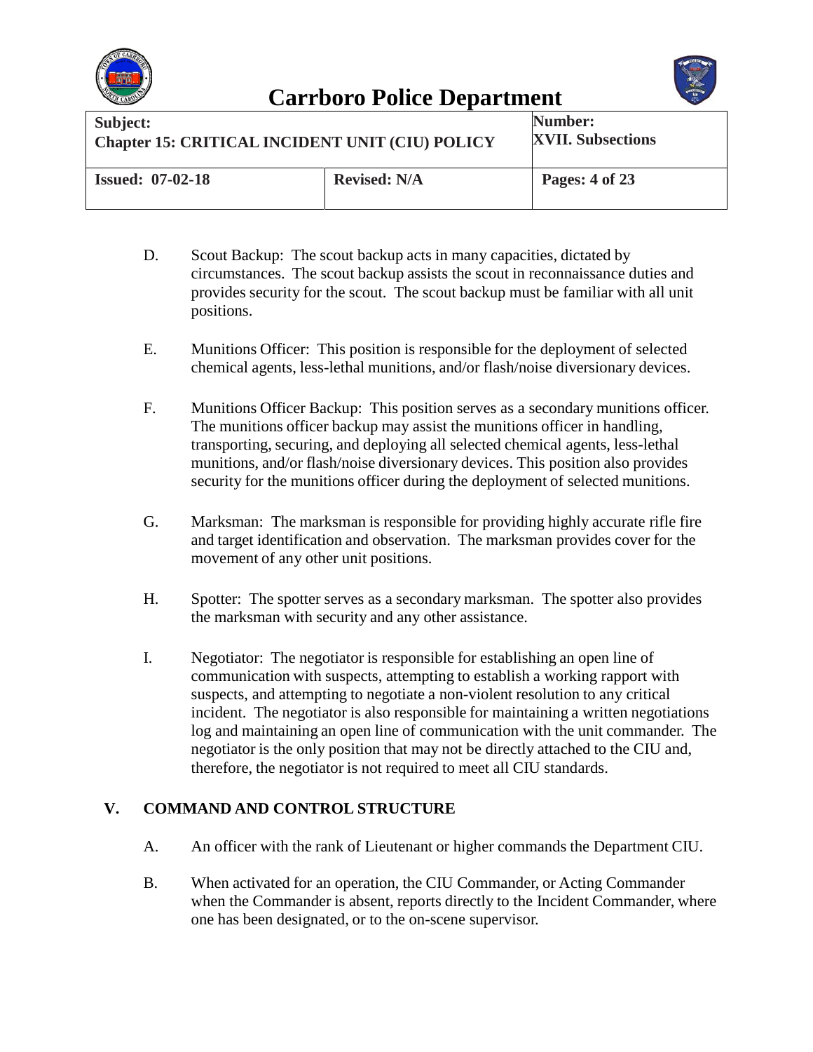D. Scout Backup: The scout backup acts in many capacities, dictated by circumstances. The scout backup assists the scout in reconnaissance duties and provides security for the scout. The scout backup must be familiar with all unit positions.

E. Munitions Officer: This position is responsible for the deployment of selected chemical agents, less-lethal munitions, and/or flash/noise diversionary devices.

F. Munitions Officer Backup: This position serves as a secondary munitions officer. The munitions officer backup may assist the munitions officer in handling, transporting, securing, and deploying all selected chemical agents, less-lethal munitions, and/or flash/noise diversionary devices. This position also provides security for the munitions officer during the deployment of selected munitions.

G. Marksman: The marksman is responsible for providing highly accurate rifle fire and target identification and observation. The marksman provides cover for the movement of any other unit positions.

H. Spotter: The spotter serves as a secondary marksman. The spotter also provides the marksman with security and any other assistance.

I. Negotiator: The negotiator is responsible for establishing an open line of communication with suspects, attempting to establish a working rapport with suspects, and attempting to negotiate a non-violent resolution to any critical incident. The negotiator is also responsible for maintaining a written negotiations log and maintaining an open line of communication with the unit commander. The negotiator is the only position that may not be directly attached to the CIU and, therefore, the negotiator is not required to meet all CIU standards.

## V. COMMAND AND CONTROL STRUCTURE

A. An officer with the rank of Lieutenant or higher commands the Department CIU.

B. When activated for an operation, the CIU Commander, or Acting Commander when the Commander is absent, reports directly to the Incident Commander, where one has been designated, or to the on-scene supervisor.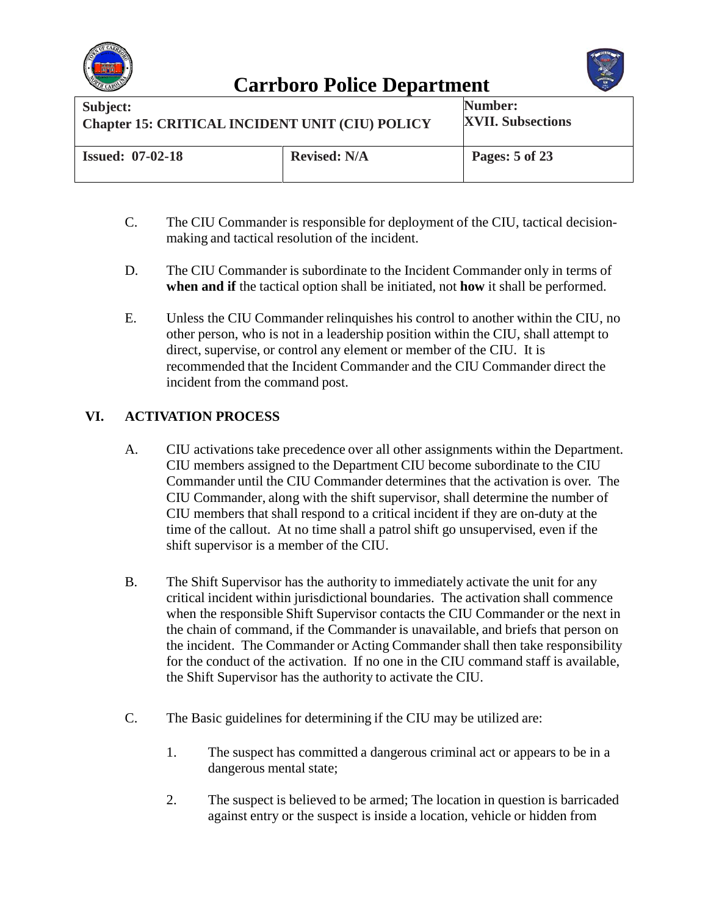C. The CIU Commander is responsible for deployment of the CIU, tactical decision-making and tactical resolution of the incident.

D. The CIU Commander is subordinate to the Incident Commander only in terms of **when and if** the tactical option shall be initiated, not **how** it shall be performed.

E. Unless the CIU Commander relinquishes his control to another within the CIU, no other person, who is not in a leadership position within the CIU, shall attempt to direct, supervise, or control any element or member of the CIU. It is recommended that the Incident Commander and the CIU Commander direct the incident from the command post.

## VI. ACTIVATION PROCESS

A. CIU activations take precedence over all other assignments within the Department. CIU members assigned to the Department CIU become subordinate to the CIU Commander until the CIU Commander determines that the activation is over. The CIU Commander, along with the shift supervisor, shall determine the number of CIU members that shall respond to a critical incident if they are on-duty at the time of the callout. At no time shall a patrol shift go unsupervised, even if the shift supervisor is a member of the CIU.

B. The Shift Supervisor has the authority to immediately activate the unit for any critical incident within jurisdictional boundaries. The activation shall commence when the responsible Shift Supervisor contacts the CIU Commander or the next in the chain of command, if the Commander is unavailable, and briefs that person on the incident. The Commander or Acting Commander shall then take responsibility for the conduct of the activation. If no one in the CIU command staff is available, the Shift Supervisor has the authority to activate the CIU.

C. The Basic guidelines for determining if the CIU may be utilized are:

1. The suspect has committed a dangerous criminal act or appears to be in a dangerous mental state;

2. The suspect is believed to be armed; The location in question is barricaded against entry or the suspect is inside a location, vehicle or hidden from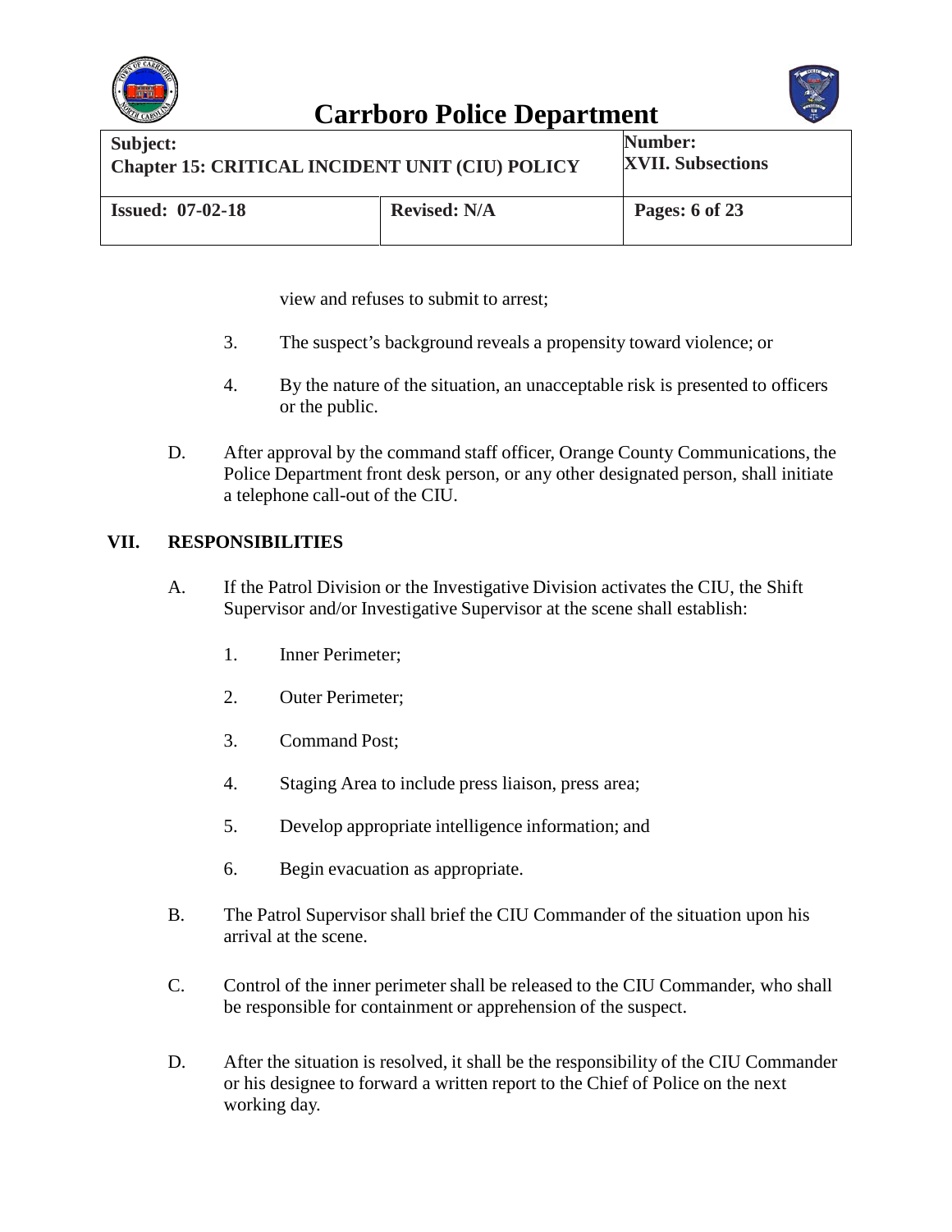view and refuses to submit to arrest;

3. The suspect's background reveals a propensity toward violence; or

4. By the nature of the situation, an unacceptable risk is presented to officers or the public.

D. After approval by the command staff officer, Orange County Communications, the Police Department front desk person, or any other designated person, shall initiate a telephone call-out of the CIU.

## VII. RESPONSIBILITIES

A. If the Patrol Division or the Investigative Division activates the CIU, the Shift Supervisor and/or Investigative Supervisor at the scene shall establish:

1. Inner Perimeter;

2. Outer Perimeter;

3. Command Post;

4. Staging Area to include press liaison, press area;

5. Develop appropriate intelligence information; and

6. Begin evacuation as appropriate.

B. The Patrol Supervisor shall brief the CIU Commander of the situation upon his arrival at the scene.

C. Control of the inner perimeter shall be released to the CIU Commander, who shall be responsible for containment or apprehension of the suspect.

D. After the situation is resolved, it shall be the responsibility of the CIU Commander or his designee to forward a written report to the Chief of Police on the next working day.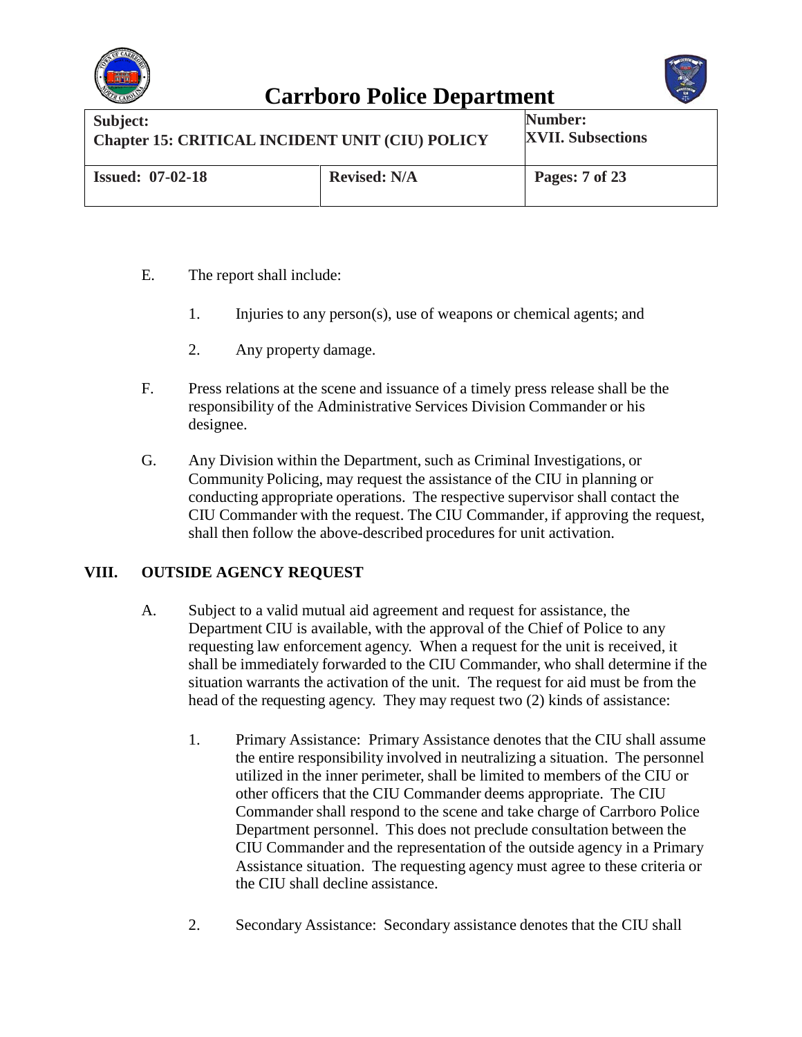E. The report shall include:

  1. Injuries to any person(s), use of weapons or chemical agents; and

  2. Any property damage.

F. Press relations at the scene and issuance of a timely press release shall be the responsibility of the Administrative Services Division Commander or his designee.

G. Any Division within the Department, such as Criminal Investigations, or Community Policing, may request the assistance of the CIU in planning or conducting appropriate operations. The respective supervisor shall contact the CIU Commander with the request. The CIU Commander, if approving the request, shall then follow the above-described procedures for unit activation.

## VIII. OUTSIDE AGENCY REQUEST

A. Subject to a valid mutual aid agreement and request for assistance, the Department CIU is available, with the approval of the Chief of Police to any requesting law enforcement agency. When a request for the unit is received, it shall be immediately forwarded to the CIU Commander, who shall determine if the situation warrants the activation of the unit. The request for aid must be from the head of the requesting agency. They may request two (2) kinds of assistance:

  1. Primary Assistance: Primary Assistance denotes that the CIU shall assume the entire responsibility involved in neutralizing a situation. The personnel utilized in the inner perimeter, shall be limited to members of the CIU or other officers that the CIU Commander deems appropriate. The CIU Commander shall respond to the scene and take charge of Carrboro Police Department personnel. This does not preclude consultation between the CIU Commander and the representation of the outside agency in a Primary Assistance situation. The requesting agency must agree to these criteria or the CIU shall decline assistance.

  2. Secondary Assistance: Secondary assistance denotes that the CIU shall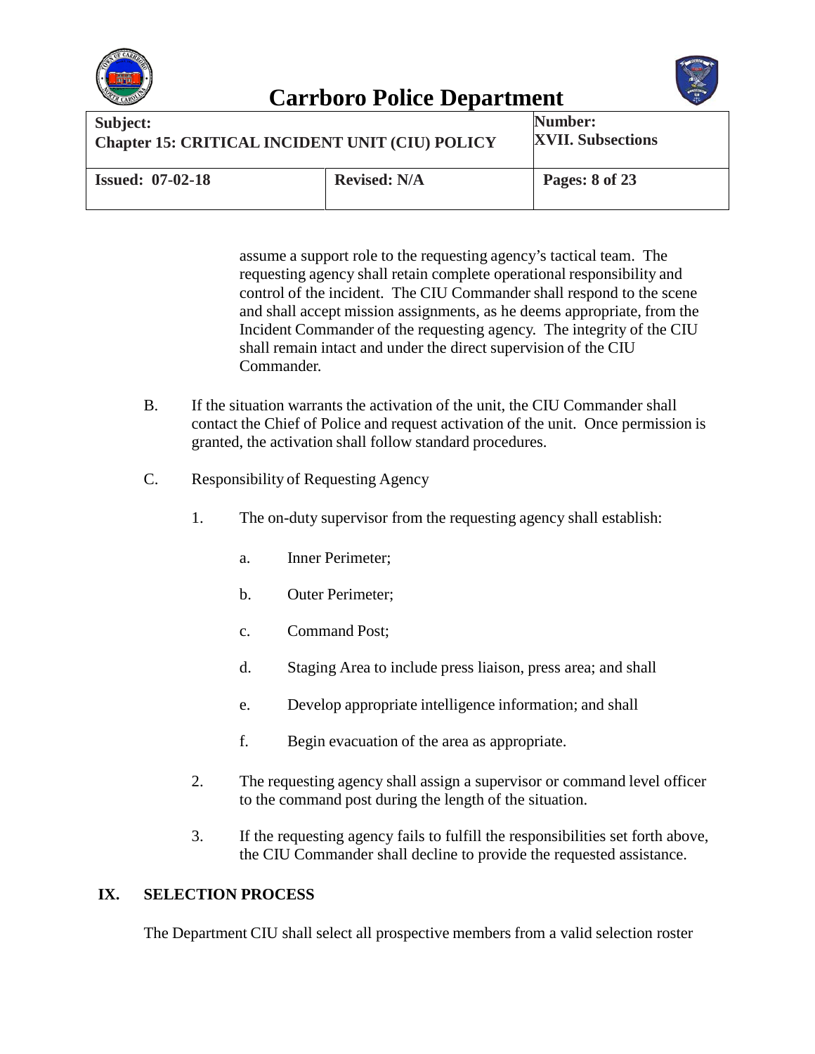assume a support role to the requesting agency's tactical team. The requesting agency shall retain complete operational responsibility and control of the incident. The CIU Commander shall respond to the scene and shall accept mission assignments, as he deems appropriate, from the Incident Commander of the requesting agency. The integrity of the CIU shall remain intact and under the direct supervision of the CIU Commander.

B. If the situation warrants the activation of the unit, the CIU Commander shall contact the Chief of Police and request activation of the unit. Once permission is granted, the activation shall follow standard procedures.

C. Responsibility of Requesting Agency

1. The on-duty supervisor from the requesting agency shall establish:

   a. Inner Perimeter;

   b. Outer Perimeter;

   c. Command Post;

   d. Staging Area to include press liaison, press area; and shall

   e. Develop appropriate intelligence information; and shall

   f. Begin evacuation of the area as appropriate.

2. The requesting agency shall assign a supervisor or command level officer to the command post during the length of the situation.

3. If the requesting agency fails to fulfill the responsibilities set forth above, the CIU Commander shall decline to provide the requested assistance.

## IX. SELECTION PROCESS

The Department CIU shall select all prospective members from a valid selection roster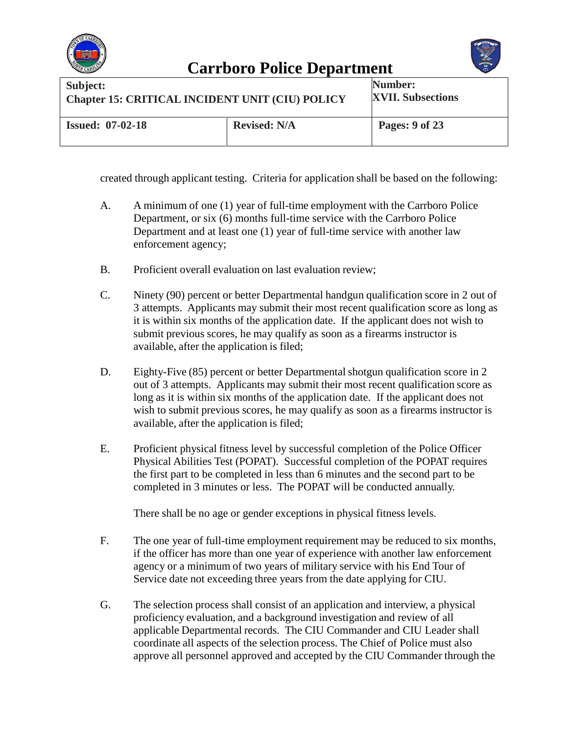created through applicant testing. Criteria for application shall be based on the following:

A. A minimum of one (1) year of full-time employment with the Carrboro Police Department, or six (6) months full-time service with the Carrboro Police Department and at least one (1) year of full-time service with another law enforcement agency;

B. Proficient overall evaluation on last evaluation review;

C. Ninety (90) percent or better Departmental handgun qualification score in 2 out of 3 attempts. Applicants may submit their most recent qualification score as long as it is within six months of the application date. If the applicant does not wish to submit previous scores, he may qualify as soon as a firearms instructor is available, after the application is filed;

D. Eighty-Five (85) percent or better Departmental shotgun qualification score in 2 out of 3 attempts. Applicants may submit their most recent qualification score as long as it is within six months of the application date. If the applicant does not wish to submit previous scores, he may qualify as soon as a firearms instructor is available, after the application is filed;

E. Proficient physical fitness level by successful completion of the Police Officer Physical Abilities Test (POPAT). Successful completion of the POPAT requires the first part to be completed in less than 6 minutes and the second part to be completed in 3 minutes or less. The POPAT will be conducted annually.

   There shall be no age or gender exceptions in physical fitness levels.

F. The one year of full-time employment requirement may be reduced to six months, if the officer has more than one year of experience with another law enforcement agency or a minimum of two years of military service with his End Tour of Service date not exceeding three years from the date applying for CIU.

G. The selection process shall consist of an application and interview, a physical proficiency evaluation, and a background investigation and review of all applicable Departmental records. The CIU Commander and CIU Leader shall coordinate all aspects of the selection process. The Chief of Police must also approve all personnel approved and accepted by the CIU Commander through the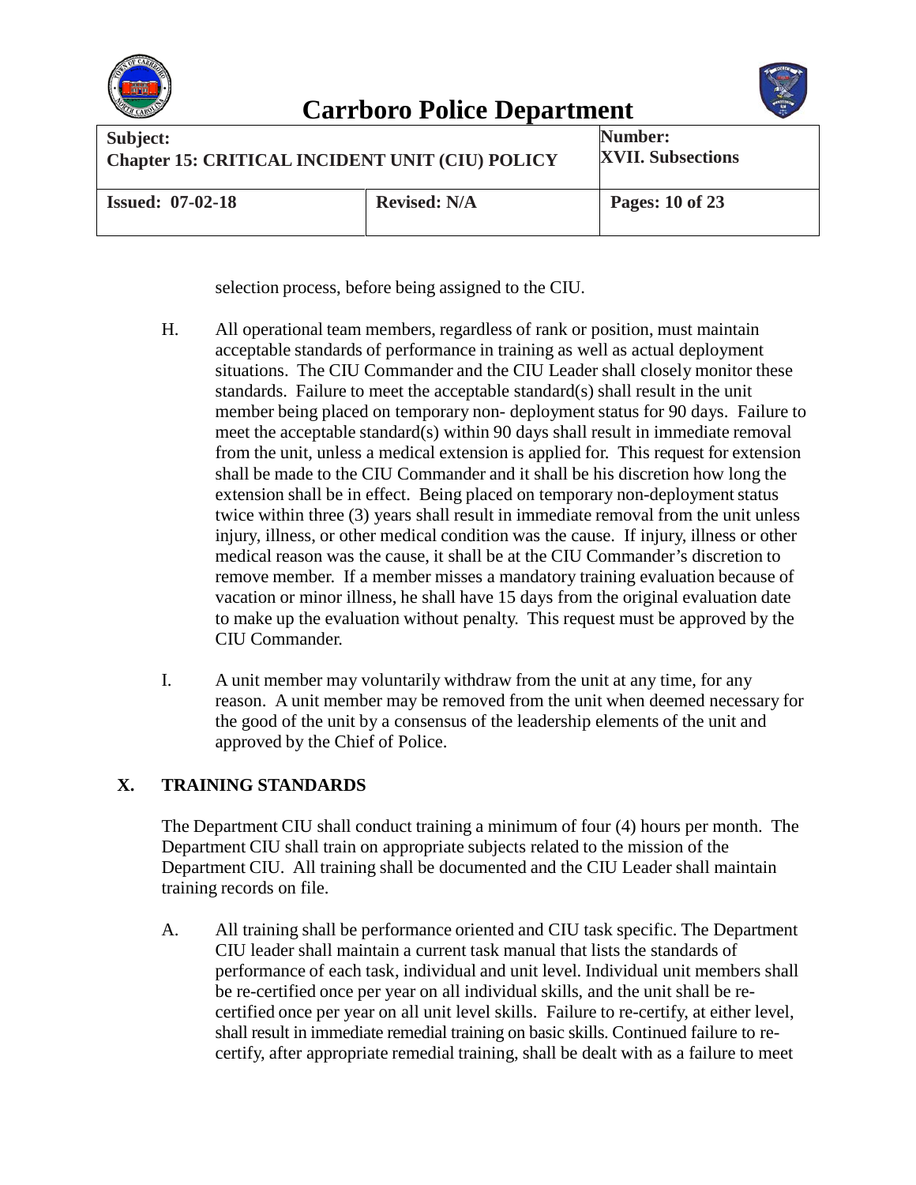selection process, before being assigned to the CIU.

H. All operational team members, regardless of rank or position, must maintain acceptable standards of performance in training as well as actual deployment situations. The CIU Commander and the CIU Leader shall closely monitor these standards. Failure to meet the acceptable standard(s) shall result in the unit member being placed on temporary non- deployment status for 90 days. Failure to meet the acceptable standard(s) within 90 days shall result in immediate removal from the unit, unless a medical extension is applied for. This request for extension shall be made to the CIU Commander and it shall be his discretion how long the extension shall be in effect. Being placed on temporary non-deployment status twice within three (3) years shall result in immediate removal from the unit unless injury, illness, or other medical condition was the cause. If injury, illness or other medical reason was the cause, it shall be at the CIU Commander's discretion to remove member. If a member misses a mandatory training evaluation because of vacation or minor illness, he shall have 15 days from the original evaluation date to make up the evaluation without penalty. This request must be approved by the CIU Commander.

I. A unit member may voluntarily withdraw from the unit at any time, for any reason. A unit member may be removed from the unit when deemed necessary for the good of the unit by a consensus of the leadership elements of the unit and approved by the Chief of Police.

## X. TRAINING STANDARDS

The Department CIU shall conduct training a minimum of four (4) hours per month. The Department CIU shall train on appropriate subjects related to the mission of the Department CIU. All training shall be documented and the CIU Leader shall maintain training records on file.

A. All training shall be performance oriented and CIU task specific. The Department CIU leader shall maintain a current task manual that lists the standards of performance of each task, individual and unit level. Individual unit members shall be re-certified once per year on all individual skills, and the unit shall be re-certified once per year on all unit level skills. Failure to re-certify, at either level, shall result in immediate remedial training on basic skills. Continued failure to re-certify, after appropriate remedial training, shall be dealt with as a failure to meet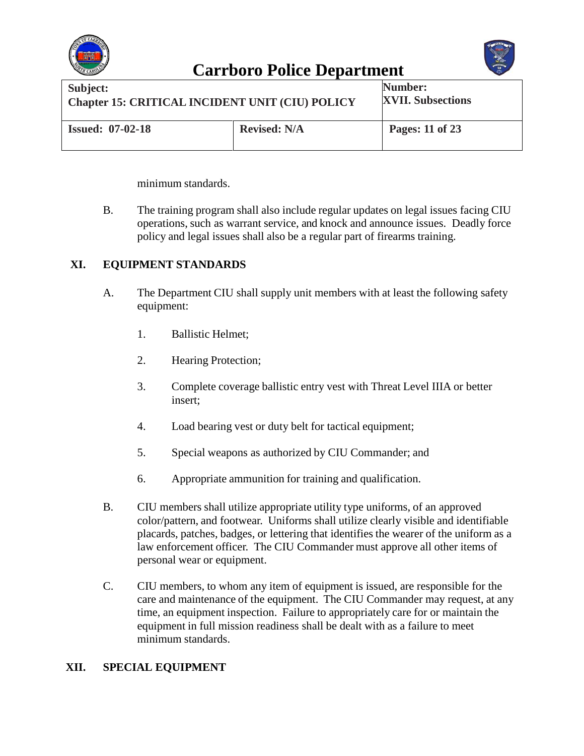minimum standards.

B. The training program shall also include regular updates on legal issues facing CIU operations, such as warrant service, and knock and announce issues. Deadly force policy and legal issues shall also be a regular part of firearms training.

## XI. EQUIPMENT STANDARDS

A. The Department CIU shall supply unit members with at least the following safety equipment:

1. Ballistic Helmet;

2. Hearing Protection;

3. Complete coverage ballistic entry vest with Threat Level IIIA or better insert;

4. Load bearing vest or duty belt for tactical equipment;

5. Special weapons as authorized by CIU Commander; and

6. Appropriate ammunition for training and qualification.

B. CIU members shall utilize appropriate utility type uniforms, of an approved color/pattern, and footwear. Uniforms shall utilize clearly visible and identifiable placards, patches, badges, or lettering that identifies the wearer of the uniform as a law enforcement officer. The CIU Commander must approve all other items of personal wear or equipment.

C. CIU members, to whom any item of equipment is issued, are responsible for the care and maintenance of the equipment. The CIU Commander may request, at any time, an equipment inspection. Failure to appropriately care for or maintain the equipment in full mission readiness shall be dealt with as a failure to meet minimum standards.

## XII. SPECIAL EQUIPMENT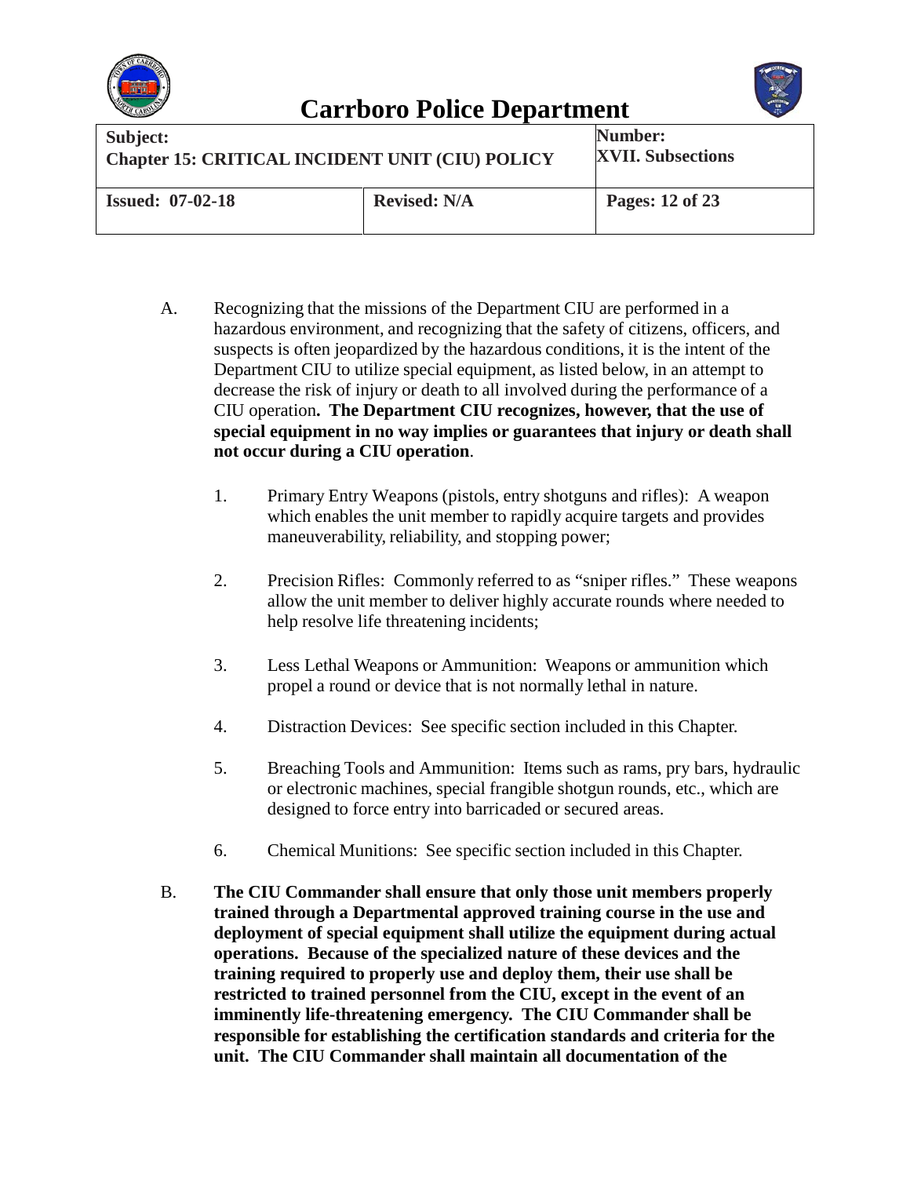A. Recognizing that the missions of the Department CIU are performed in a hazardous environment, and recognizing that the safety of citizens, officers, and suspects is often jeopardized by the hazardous conditions, it is the intent of the Department CIU to utilize special equipment, as listed below, in an attempt to decrease the risk of injury or death to all involved during the performance of a CIU operation**. The Department CIU recognizes, however, that the use of special equipment in no way implies or guarantees that injury or death shall not occur during a CIU operation**.

1. Primary Entry Weapons (pistols, entry shotguns and rifles): A weapon which enables the unit member to rapidly acquire targets and provides maneuverability, reliability, and stopping power;

2. Precision Rifles: Commonly referred to as "sniper rifles." These weapons allow the unit member to deliver highly accurate rounds where needed to help resolve life threatening incidents;

3. Less Lethal Weapons or Ammunition: Weapons or ammunition which propel a round or device that is not normally lethal in nature.

4. Distraction Devices: See specific section included in this Chapter.

5. Breaching Tools and Ammunition: Items such as rams, pry bars, hydraulic or electronic machines, special frangible shotgun rounds, etc., which are designed to force entry into barricaded or secured areas.

6. Chemical Munitions: See specific section included in this Chapter.

B. **The CIU Commander shall ensure that only those unit members properly trained through a Departmental approved training course in the use and deployment of special equipment shall utilize the equipment during actual operations. Because of the specialized nature of these devices and the training required to properly use and deploy them, their use shall be restricted to trained personnel from the CIU, except in the event of an imminently life-threatening emergency. The CIU Commander shall be responsible for establishing the certification standards and criteria for the unit. The CIU Commander shall maintain all documentation of the**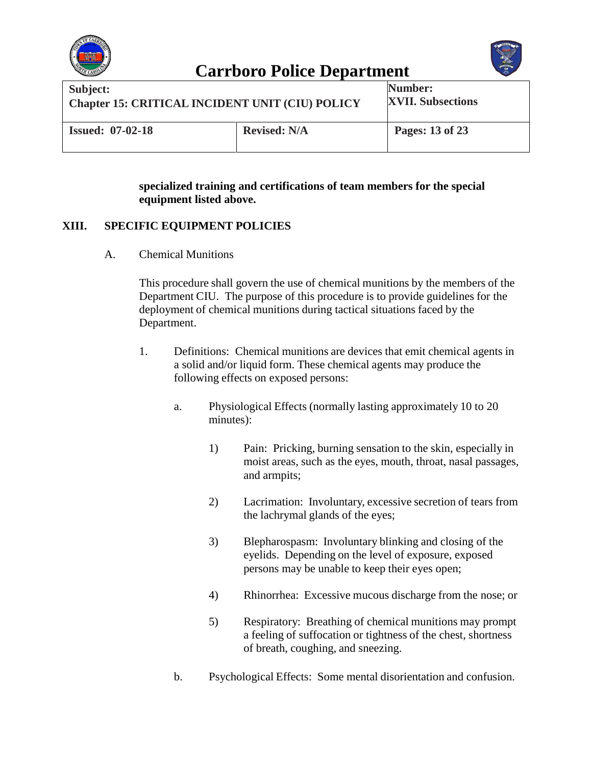**specialized training and certifications of team members for the special equipment listed above.**

## XIII. SPECIFIC EQUIPMENT POLICIES

A. Chemical Munitions

This procedure shall govern the use of chemical munitions by the members of the Department CIU. The purpose of this procedure is to provide guidelines for the deployment of chemical munitions during tactical situations faced by the Department.

1. Definitions: Chemical munitions are devices that emit chemical agents in a solid and/or liquid form. These chemical agents may produce the following effects on exposed persons:

   a. Physiological Effects (normally lasting approximately 10 to 20 minutes):

      1) Pain: Pricking, burning sensation to the skin, especially in moist areas, such as the eyes, mouth, throat, nasal passages, and armpits;

      2) Lacrimation: Involuntary, excessive secretion of tears from the lachrymal glands of the eyes;

      3) Blepharospasm: Involuntary blinking and closing of the eyelids. Depending on the level of exposure, exposed persons may be unable to keep their eyes open;

      4) Rhinorrhea: Excessive mucous discharge from the nose; or

      5) Respiratory: Breathing of chemical munitions may prompt a feeling of suffocation or tightness of the chest, shortness of breath, coughing, and sneezing.

   b. Psychological Effects: Some mental disorientation and confusion.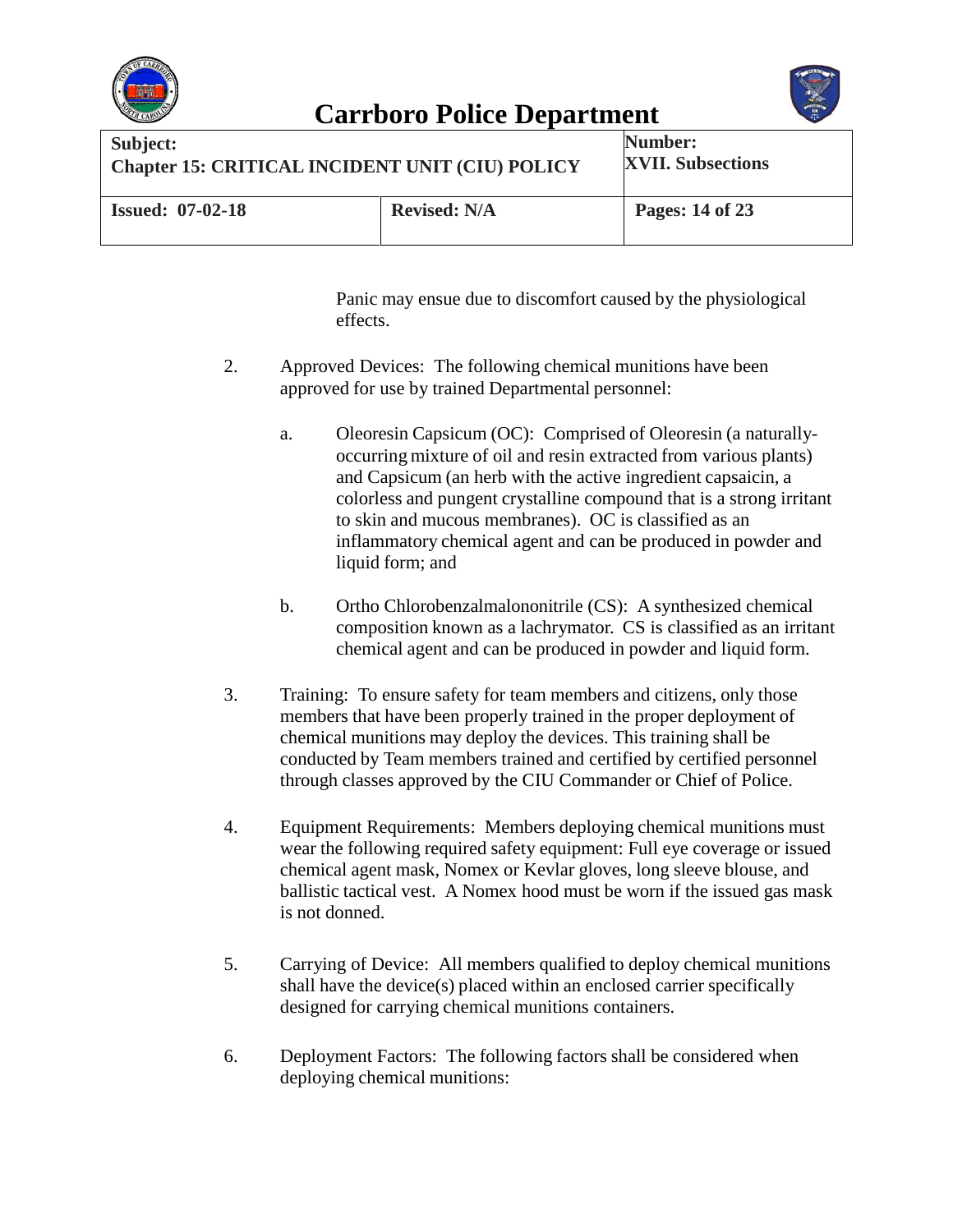Panic may ensue due to discomfort caused by the physiological effects.

2. Approved Devices: The following chemical munitions have been approved for use by trained Departmental personnel:

   a. Oleoresin Capsicum (OC): Comprised of Oleoresin (a naturally-occurring mixture of oil and resin extracted from various plants) and Capsicum (an herb with the active ingredient capsaicin, a colorless and pungent crystalline compound that is a strong irritant to skin and mucous membranes). OC is classified as an inflammatory chemical agent and can be produced in powder and liquid form; and

   b. Ortho Chlorobenzalmalononitrile (CS): A synthesized chemical composition known as a lachrymator. CS is classified as an irritant chemical agent and can be produced in powder and liquid form.

3. Training: To ensure safety for team members and citizens, only those members that have been properly trained in the proper deployment of chemical munitions may deploy the devices. This training shall be conducted by Team members trained and certified by certified personnel through classes approved by the CIU Commander or Chief of Police.

4. Equipment Requirements: Members deploying chemical munitions must wear the following required safety equipment: Full eye coverage or issued chemical agent mask, Nomex or Kevlar gloves, long sleeve blouse, and ballistic tactical vest. A Nomex hood must be worn if the issued gas mask is not donned.

5. Carrying of Device: All members qualified to deploy chemical munitions shall have the device(s) placed within an enclosed carrier specifically designed for carrying chemical munitions containers.

6. Deployment Factors: The following factors shall be considered when deploying chemical munitions: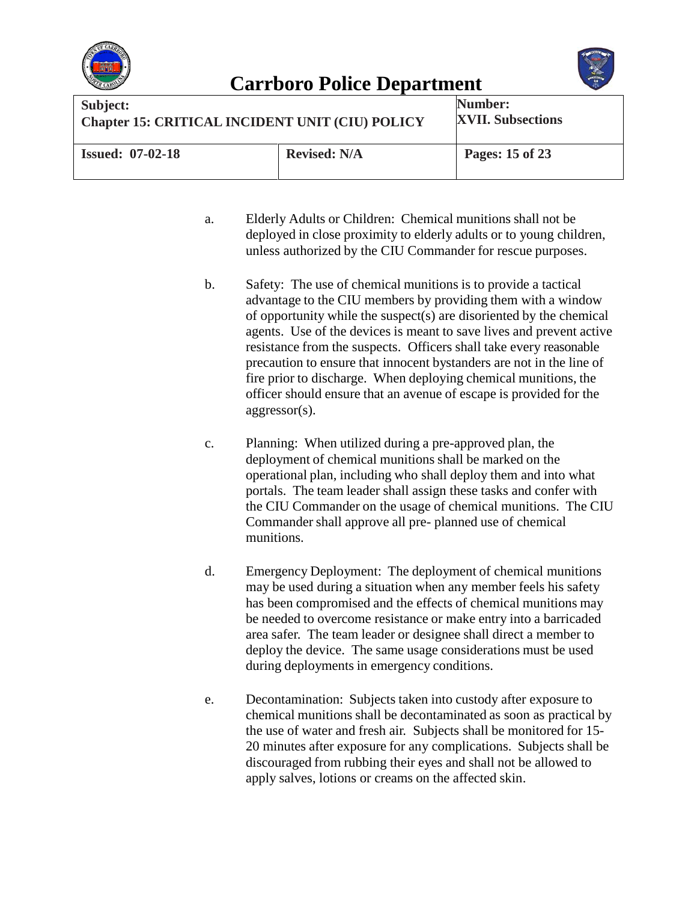a. Elderly Adults or Children: Chemical munitions shall not be deployed in close proximity to elderly adults or to young children, unless authorized by the CIU Commander for rescue purposes.

b. Safety: The use of chemical munitions is to provide a tactical advantage to the CIU members by providing them with a window of opportunity while the suspect(s) are disoriented by the chemical agents. Use of the devices is meant to save lives and prevent active resistance from the suspects. Officers shall take every reasonable precaution to ensure that innocent bystanders are not in the line of fire prior to discharge. When deploying chemical munitions, the officer should ensure that an avenue of escape is provided for the aggressor(s).

c. Planning: When utilized during a pre-approved plan, the deployment of chemical munitions shall be marked on the operational plan, including who shall deploy them and into what portals. The team leader shall assign these tasks and confer with the CIU Commander on the usage of chemical munitions. The CIU Commander shall approve all pre- planned use of chemical munitions.

d. Emergency Deployment: The deployment of chemical munitions may be used during a situation when any member feels his safety has been compromised and the effects of chemical munitions may be needed to overcome resistance or make entry into a barricaded area safer. The team leader or designee shall direct a member to deploy the device. The same usage considerations must be used during deployments in emergency conditions.

e. Decontamination: Subjects taken into custody after exposure to chemical munitions shall be decontaminated as soon as practical by the use of water and fresh air. Subjects shall be monitored for 15-20 minutes after exposure for any complications. Subjects shall be discouraged from rubbing their eyes and shall not be allowed to apply salves, lotions or creams on the affected skin.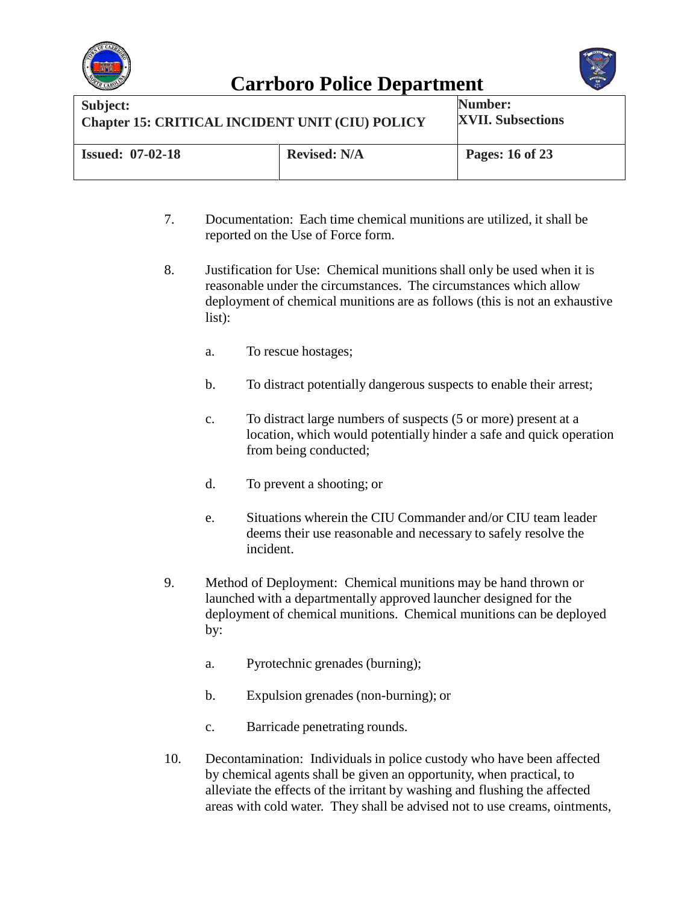7. Documentation: Each time chemical munitions are utilized, it shall be reported on the Use of Force form.

8. Justification for Use: Chemical munitions shall only be used when it is reasonable under the circumstances. The circumstances which allow deployment of chemical munitions are as follows (this is not an exhaustive list):

   a. To rescue hostages;

   b. To distract potentially dangerous suspects to enable their arrest;

   c. To distract large numbers of suspects (5 or more) present at a location, which would potentially hinder a safe and quick operation from being conducted;

   d. To prevent a shooting; or

   e. Situations wherein the CIU Commander and/or CIU team leader deems their use reasonable and necessary to safely resolve the incident.

9. Method of Deployment: Chemical munitions may be hand thrown or launched with a departmentally approved launcher designed for the deployment of chemical munitions. Chemical munitions can be deployed by:

   a. Pyrotechnic grenades (burning);

   b. Expulsion grenades (non-burning); or

   c. Barricade penetrating rounds.

10. Decontamination: Individuals in police custody who have been affected by chemical agents shall be given an opportunity, when practical, to alleviate the effects of the irritant by washing and flushing the affected areas with cold water. They shall be advised not to use creams, ointments,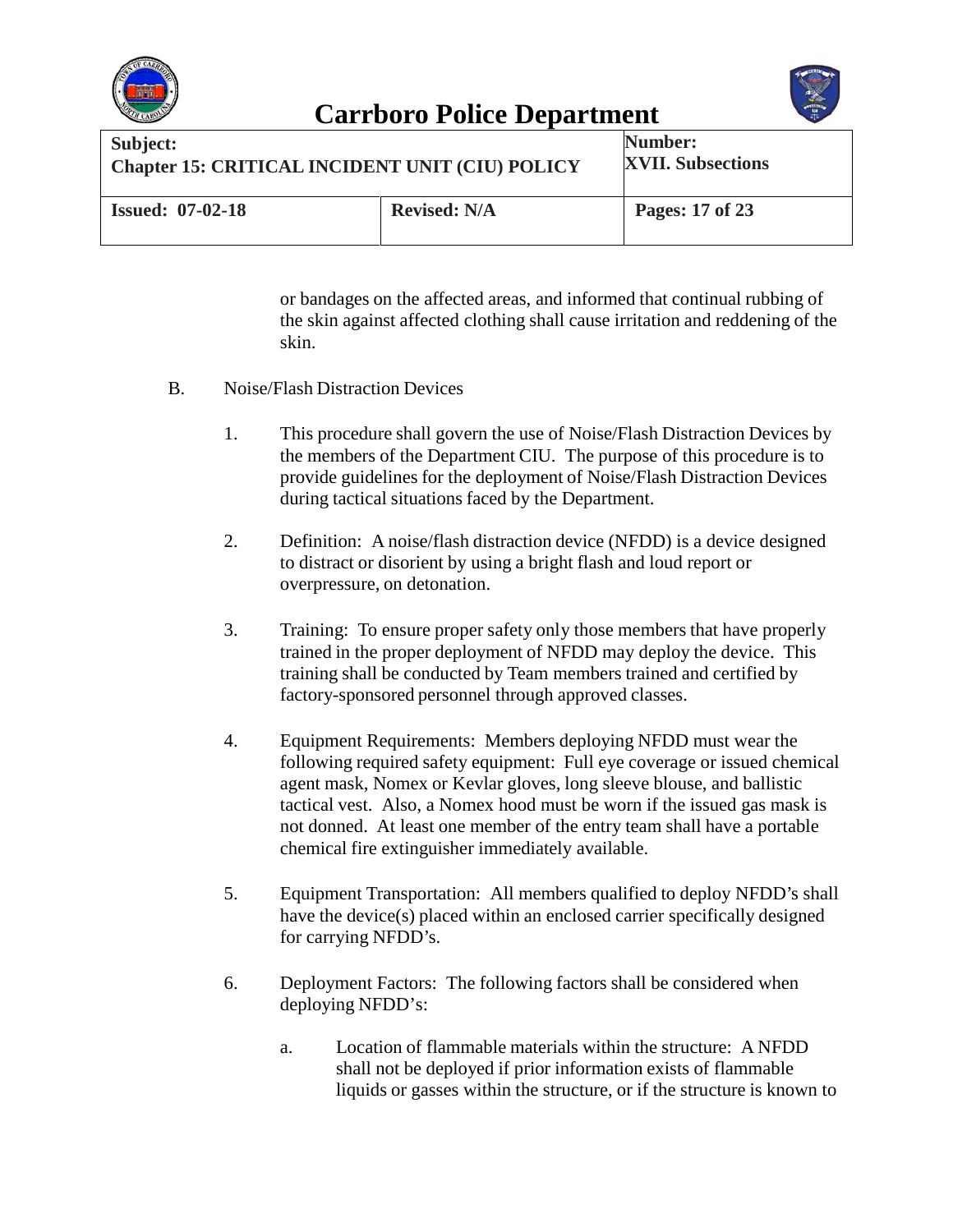or bandages on the affected areas, and informed that continual rubbing of the skin against affected clothing shall cause irritation and reddening of the skin.

B. Noise/Flash Distraction Devices

1. This procedure shall govern the use of Noise/Flash Distraction Devices by the members of the Department CIU. The purpose of this procedure is to provide guidelines for the deployment of Noise/Flash Distraction Devices during tactical situations faced by the Department.

2. Definition: A noise/flash distraction device (NFDD) is a device designed to distract or disorient by using a bright flash and loud report or overpressure, on detonation.

3. Training: To ensure proper safety only those members that have properly trained in the proper deployment of NFDD may deploy the device. This training shall be conducted by Team members trained and certified by factory-sponsored personnel through approved classes.

4. Equipment Requirements: Members deploying NFDD must wear the following required safety equipment: Full eye coverage or issued chemical agent mask, Nomex or Kevlar gloves, long sleeve blouse, and ballistic tactical vest. Also, a Nomex hood must be worn if the issued gas mask is not donned. At least one member of the entry team shall have a portable chemical fire extinguisher immediately available.

5. Equipment Transportation: All members qualified to deploy NFDD's shall have the device(s) placed within an enclosed carrier specifically designed for carrying NFDD's.

6. Deployment Factors: The following factors shall be considered when deploying NFDD's:

   a. Location of flammable materials within the structure: A NFDD shall not be deployed if prior information exists of flammable liquids or gasses within the structure, or if the structure is known to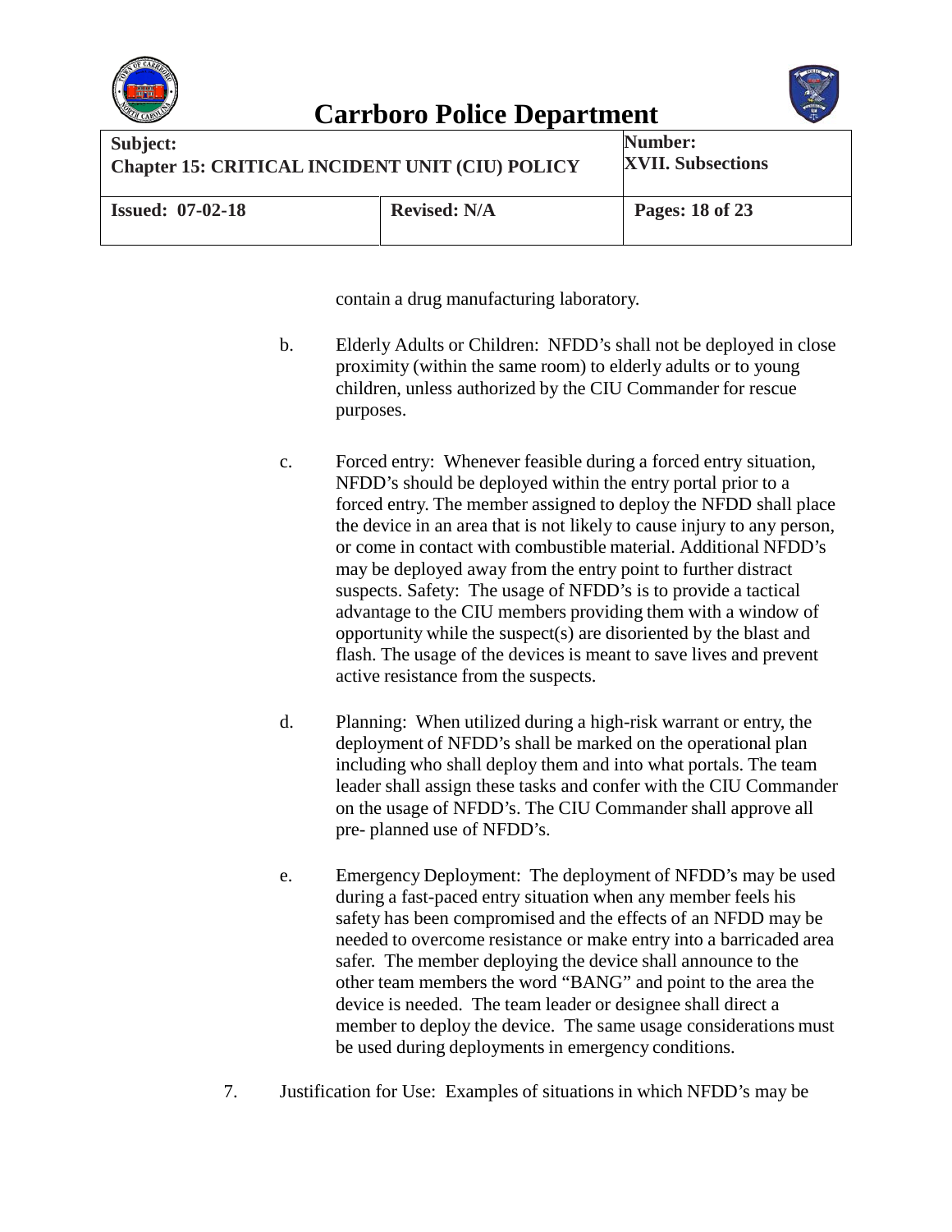contain a drug manufacturing laboratory.

b. Elderly Adults or Children: NFDD's shall not be deployed in close proximity (within the same room) to elderly adults or to young children, unless authorized by the CIU Commander for rescue purposes.

c. Forced entry: Whenever feasible during a forced entry situation, NFDD's should be deployed within the entry portal prior to a forced entry. The member assigned to deploy the NFDD shall place the device in an area that is not likely to cause injury to any person, or come in contact with combustible material. Additional NFDD's may be deployed away from the entry point to further distract suspects. Safety: The usage of NFDD's is to provide a tactical advantage to the CIU members providing them with a window of opportunity while the suspect(s) are disoriented by the blast and flash. The usage of the devices is meant to save lives and prevent active resistance from the suspects.

d. Planning: When utilized during a high-risk warrant or entry, the deployment of NFDD's shall be marked on the operational plan including who shall deploy them and into what portals. The team leader shall assign these tasks and confer with the CIU Commander on the usage of NFDD's. The CIU Commander shall approve all pre- planned use of NFDD's.

e. Emergency Deployment: The deployment of NFDD's may be used during a fast-paced entry situation when any member feels his safety has been compromised and the effects of an NFDD may be needed to overcome resistance or make entry into a barricaded area safer. The member deploying the device shall announce to the other team members the word "BANG" and point to the area the device is needed. The team leader or designee shall direct a member to deploy the device. The same usage considerations must be used during deployments in emergency conditions.

7. Justification for Use: Examples of situations in which NFDD's may be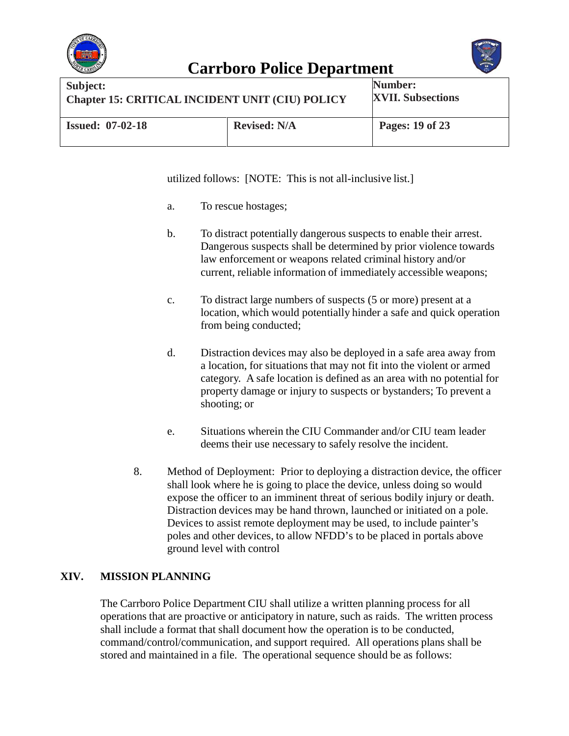utilized follows: [NOTE: This is not all-inclusive list.]

a. To rescue hostages;

b. To distract potentially dangerous suspects to enable their arrest. Dangerous suspects shall be determined by prior violence towards law enforcement or weapons related criminal history and/or current, reliable information of immediately accessible weapons;

c. To distract large numbers of suspects (5 or more) present at a location, which would potentially hinder a safe and quick operation from being conducted;

d. Distraction devices may also be deployed in a safe area away from a location, for situations that may not fit into the violent or armed category. A safe location is defined as an area with no potential for property damage or injury to suspects or bystanders; To prevent a shooting; or

e. Situations wherein the CIU Commander and/or CIU team leader deems their use necessary to safely resolve the incident.

8. Method of Deployment: Prior to deploying a distraction device, the officer shall look where he is going to place the device, unless doing so would expose the officer to an imminent threat of serious bodily injury or death. Distraction devices may be hand thrown, launched or initiated on a pole. Devices to assist remote deployment may be used, to include painter's poles and other devices, to allow NFDD's to be placed in portals above ground level with control

## XIV. MISSION PLANNING

The Carrboro Police Department CIU shall utilize a written planning process for all operations that are proactive or anticipatory in nature, such as raids. The written process shall include a format that shall document how the operation is to be conducted, command/control/communication, and support required. All operations plans shall be stored and maintained in a file. The operational sequence should be as follows: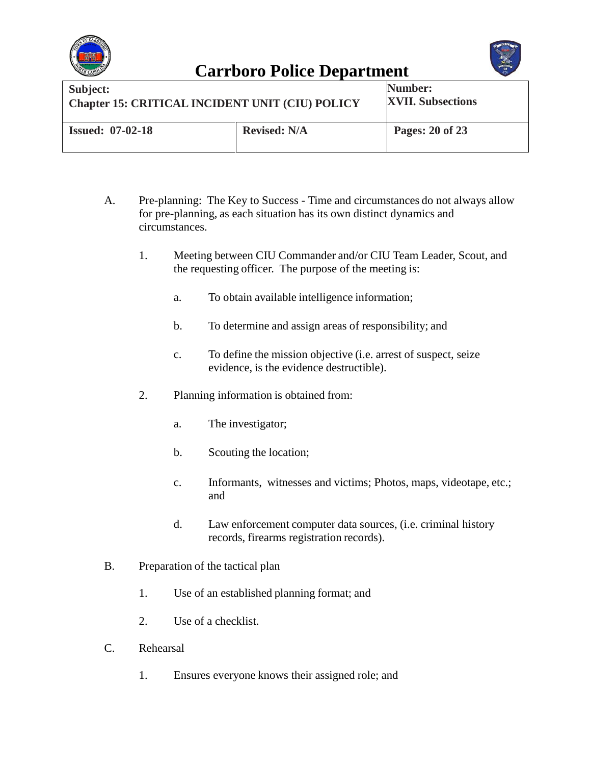A. Pre-planning: The Key to Success - Time and circumstances do not always allow for pre-planning, as each situation has its own distinct dynamics and circumstances.

   1. Meeting between CIU Commander and/or CIU Team Leader, Scout, and the requesting officer. The purpose of the meeting is:

      a. To obtain available intelligence information;

      b. To determine and assign areas of responsibility; and

      c. To define the mission objective (i.e. arrest of suspect, seize evidence, is the evidence destructible).

   2. Planning information is obtained from:

      a. The investigator;

      b. Scouting the location;

      c. Informants, witnesses and victims; Photos, maps, videotape, etc.; and

      d. Law enforcement computer data sources, (i.e. criminal history records, firearms registration records).

B. Preparation of the tactical plan

   1. Use of an established planning format; and

   2. Use of a checklist.

C. Rehearsal

   1. Ensures everyone knows their assigned role; and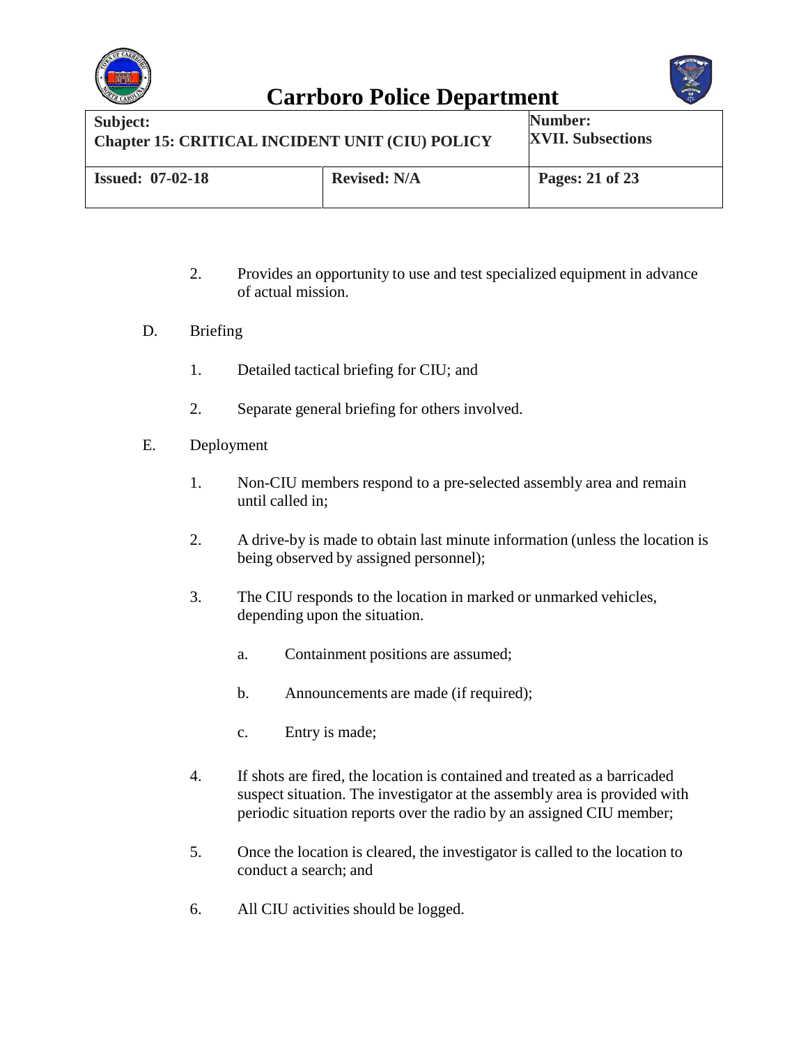2. Provides an opportunity to use and test specialized equipment in advance of actual mission.

D. Briefing

1. Detailed tactical briefing for CIU; and

2. Separate general briefing for others involved.

E. Deployment

1. Non-CIU members respond to a pre-selected assembly area and remain until called in;

2. A drive-by is made to obtain last minute information (unless the location is being observed by assigned personnel);

3. The CIU responds to the location in marked or unmarked vehicles, depending upon the situation.

   a. Containment positions are assumed;

   b. Announcements are made (if required);

   c. Entry is made;

4. If shots are fired, the location is contained and treated as a barricaded suspect situation. The investigator at the assembly area is provided with periodic situation reports over the radio by an assigned CIU member;

5. Once the location is cleared, the investigator is called to the location to conduct a search; and

6. All CIU activities should be logged.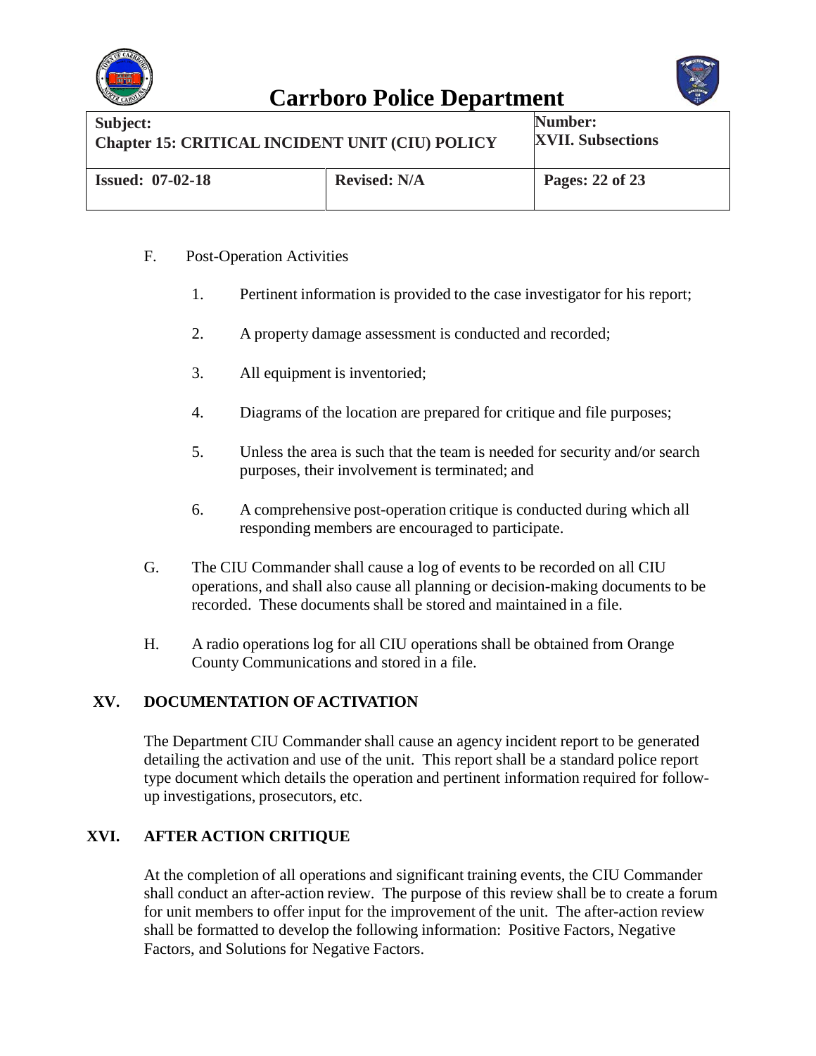F. Post-Operation Activities

1. Pertinent information is provided to the case investigator for his report;

2. A property damage assessment is conducted and recorded;

3. All equipment is inventoried;

4. Diagrams of the location are prepared for critique and file purposes;

5. Unless the area is such that the team is needed for security and/or search purposes, their involvement is terminated; and

6. A comprehensive post-operation critique is conducted during which all responding members are encouraged to participate.

G. The CIU Commander shall cause a log of events to be recorded on all CIU operations, and shall also cause all planning or decision-making documents to be recorded. These documents shall be stored and maintained in a file.

H. A radio operations log for all CIU operations shall be obtained from Orange County Communications and stored in a file.

## XV. DOCUMENTATION OF ACTIVATION

The Department CIU Commander shall cause an agency incident report to be generated detailing the activation and use of the unit. This report shall be a standard police report type document which details the operation and pertinent information required for follow-up investigations, prosecutors, etc.

## XVI. AFTER ACTION CRITIQUE

At the completion of all operations and significant training events, the CIU Commander shall conduct an after-action review. The purpose of this review shall be to create a forum for unit members to offer input for the improvement of the unit. The after-action review shall be formatted to develop the following information: Positive Factors, Negative Factors, and Solutions for Negative Factors.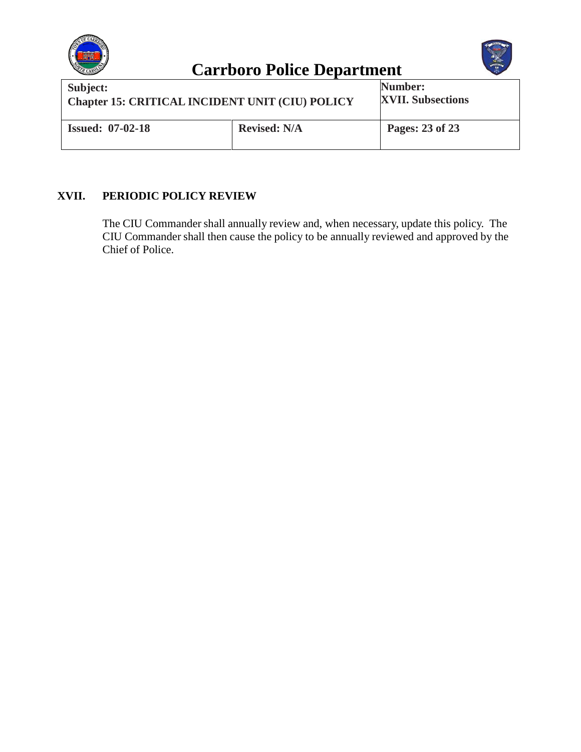## XVII. PERIODIC POLICY REVIEW

The CIU Commander shall annually review and, when necessary, update this policy. The CIU Commander shall then cause the policy to be annually reviewed and approved by the Chief of Police.